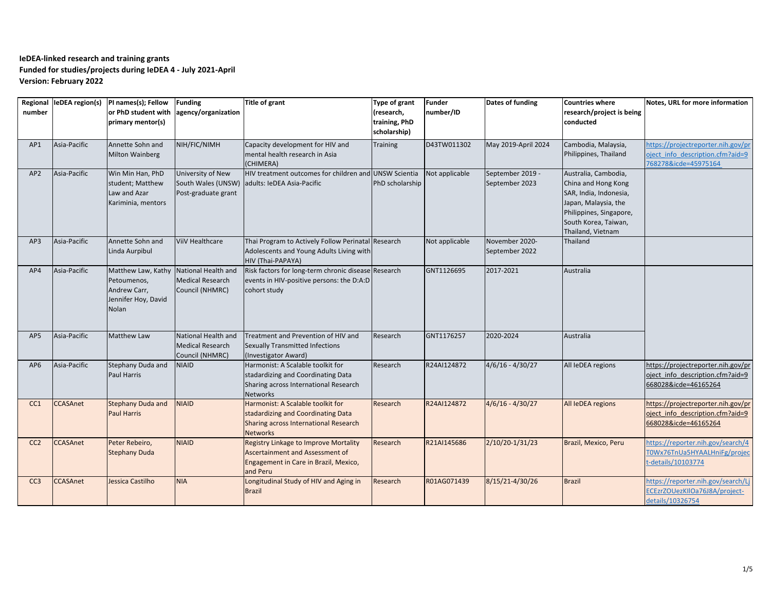**IeDEA-linked research and training grants**
**Funded for studies/projects during IeDEA 4 - July 2021-April**
**Version: February 2022**

| Regional number | IeDEA region(s) | PI names(s); Fellow or PhD student with primary mentor(s) | Funding agency/organization | Title of grant | Type of grant (research, training, PhD scholarship) | Funder number/ID | Dates of funding | Countries where research/project is being conducted | Notes, URL for more information |
|---|---|---|---|---|---|---|---|---|---|
| AP1 | Asia-Pacific | Annette Sohn and Milton Wainberg | NIH/FIC/NIMH | Capacity development for HIV and mental health research in Asia (CHIMERA) | Training | D43TW011302 | May 2019-April 2024 | Cambodia, Malaysia, Philippines, Thailand | https://projectreporter.nih.gov/project_info_description.cfm?aid=9768278&icde=45975164 |
| AP2 | Asia-Pacific | Win Min Han, PhD student; Matthew Law and Azar Kariminia, mentors | University of New South Wales (UNSW) Post-graduate grant | HIV treatment outcomes for children and adults: IeDEA Asia-Pacific | UNSW Scientia PhD scholarship | Not applicable | September 2019 - September 2023 | Australia, Cambodia, China and Hong Kong SAR, India, Indonesia, Japan, Malaysia, the Philippines, Singapore, South Korea, Taiwan, Thailand, Vietnam | |
| AP3 | Asia-Pacific | Annette Sohn and Linda Aurpibul | ViiV Healthcare | Thai Program to Actively Follow Perinatal Adolescents and Young Adults Living with HIV (Thai-PAPAYA) | Research | Not applicable | November 2020-September 2022 | Thailand | |
| AP4 | Asia-Pacific | Matthew Law, Kathy Petoumenos, Andrew Carr, Jennifer Hoy, David Nolan | National Health and Medical Research Council (NHMRC) | Risk factors for long-term chronic disease events in HIV-positive persons: the D:A:D cohort study | Research | GNT1126695 | 2017-2021 | Australia | |
| AP5 | Asia-Pacific | Matthew Law | National Health and Medical Research Council (NHMRC) | Treatment and Prevention of HIV and Sexually Transmitted Infections (Investigator Award) | Research | GNT1176257 | 2020-2024 | Australia | |
| AP6 | Asia-Pacific | Stephany Duda and Paul Harris | NIAID | Harmonist: A Scalable toolkit for stadardizing and Coordinating Data Sharing across International Research Networks | Research | R24AI124872 | 4/6/16 - 4/30/27 | All IeDEA regions | https://projectreporter.nih.gov/project_info_description.cfm?aid=9668028&icde=46165264 |
| CC1 | CCASAnet | Stephany Duda and Paul Harris | NIAID | Harmonist: A Scalable toolkit for stadardizing and Coordinating Data Sharing across International Research Networks | Research | R24AI124872 | 4/6/16 - 4/30/27 | All IeDEA regions | https://projectreporter.nih.gov/project_info_description.cfm?aid=9668028&icde=46165264 |
| CC2 | CCASAnet | Peter Rebeiro, Stephany Duda | NIAID | Registry Linkage to Improve Mortality Ascertainment and Assessment of Engagement in Care in Brazil, Mexico, and Peru | Research | R21AI145686 | 2/10/20-1/31/23 | Brazil, Mexico, Peru | https://reporter.nih.gov/search/4T0Wx76TnUa5HYAALHniFg/project-details/10103774 |
| CC3 | CCASAnet | Jessica Castilho | NIA | Longitudinal Study of HIV and Aging in Brazil | Research | R01AG071439 | 8/15/21-4/30/26 | Brazil | https://reporter.nih.gov/search/LjECEzrZOUezKIlOa76J8A/project-details/10326754 |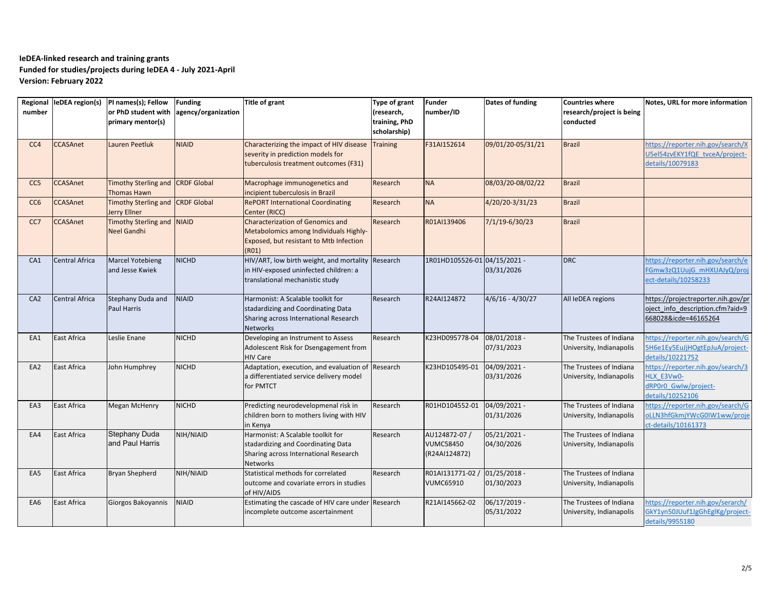**IeDEA-linked research and training grants**
**Funded for studies/projects during IeDEA 4 - July 2021-April**
**Version: February 2022**

| Regional number | IeDEA region(s) | PI names(s); Fellow or PhD student with primary mentor(s) | Funding agency/organization | Title of grant | Type of grant (research, training, PhD scholarship) | Funder number/ID | Dates of funding | Countries where research/project is being conducted | Notes, URL for more information |
|---|---|---|---|---|---|---|---|---|---|
| CC4 | CCASAnet | Lauren Peetluk | NIAID | Characterizing the impact of HIV disease severity in prediction models for tuberculosis treatment outcomes (F31) | Training | F31AI152614 | 09/01/20-05/31/21 | Brazil | https://reporter.nih.gov/search/XU5el54zvEKY1fQE_tvceA/project-details/10079183 |
| CC5 | CCASAnet | Timothy Sterling and Thomas Hawn | CRDF Global | Macrophage immunogenetics and incipient tuberculosis in Brazil | Research | NA | 08/03/20-08/02/22 | Brazil | |
| CC6 | CCASAnet | Timothy Sterling and Jerry Ellner | CRDF Global | RePORT International Coordinating Center (RICC) | Research | NA | 4/20/20-3/31/23 | Brazil | |
| CC7 | CCASAnet | Timothy Sterling and Neel Gandhi | NIAID | Characterization of Genomics and Metabolomics among Individuals Highly-Exposed, but resistant to Mtb Infection (R01) | Research | R01AI139406 | 7/1/19-6/30/23 | Brazil | |
| CA1 | Central Africa | Marcel Yotebieng and Jesse Kwiek | NICHD | HIV/ART, low birth weight, and mortality in HIV-exposed uninfected children: a translational mechanistic study | Research | 1R01HD105526-01 | 04/15/2021 - 03/31/2026 | DRC | https://reporter.nih.gov/search/eFGmw3zQ1UujG_mHXUAJyQ/project-details/10258233 |
| CA2 | Central Africa | Stephany Duda and Paul Harris | NIAID | Harmonist: A Scalable toolkit for stadardizing and Coordinating Data Sharing across International Research Networks | Research | R24AI124872 | 4/6/16 - 4/30/27 | All IeDEA regions | https://projectreporter.nih.gov/project_info_description.cfm?aid=9668028&icde=46165264 |
| EA1 | East Africa | Leslie Enane | NICHD | Developing an Instrument to Assess Adolescent Risk for Dsengagement from HIV Care | Research | K23HD095778-04 | 08/01/2018 - 07/31/2023 | The Trustees of Indiana University, Indianapolis | https://reporter.nih.gov/search/G5H6e1Ey5EuJjHOgtEpJuA/project-details/10221752 |
| EA2 | East Africa | John Humphrey | NICHD | Adaptation, execution, and evaluation of a differentiated service delivery model for PMTCT | Research | K23HD105495-01 | 04/09/2021 - 03/31/2026 | The Trustees of Indiana University, Indianapolis | https://reporter.nih.gov/search/3HLX_E3Vw0-dRP0r0_GwIw/project-details/10252106 |
| EA3 | East Africa | Megan McHenry | NICHD | Predicting neurodevelopmental risk in children born to mothers living with HIV in Kenya | Research | R01HD104552-01 | 04/09/2021 - 01/31/2026 | The Trustees of Indiana University, Indianapolis | https://reporter.nih.gov/search/GoLLN3hfGkmjYWcG0IW1ww/project-details/10161373 |
| EA4 | East Africa | Stephany Duda and Paul Harris | NIH/NIAID | Harmonist: A Scalable toolkit for stadardizing and Coordinating Data Sharing across International Research Networks | Research | AU124872-07 / VUMC58450 (R24AI124872) | 05/21/2021 - 04/30/2026 | The Trustees of Indiana University, Indianapolis | |
| EA5 | East Africa | Bryan Shepherd | NIH/NIAID | Statistical methods for correlated outcome and covariate errors in studies of HIV/AIDS | Research | R01AI131771-02 / VUMC65910 | 01/25/2018 - 01/30/2023 | The Trustees of Indiana University, Indianapolis | |
| EA6 | East Africa | Giorgos Bakoyannis | NIAID | Estimating the cascade of HIV care under incomplete outcome ascertainment | Research | R21AI145662-02 | 06/17/2019 - 05/31/2022 | The Trustees of Indiana University, Indianapolis | https://reporter.nih.gov/serarch/GkY1yn50JUuf1JgGhEglKg/project-details/9955180 |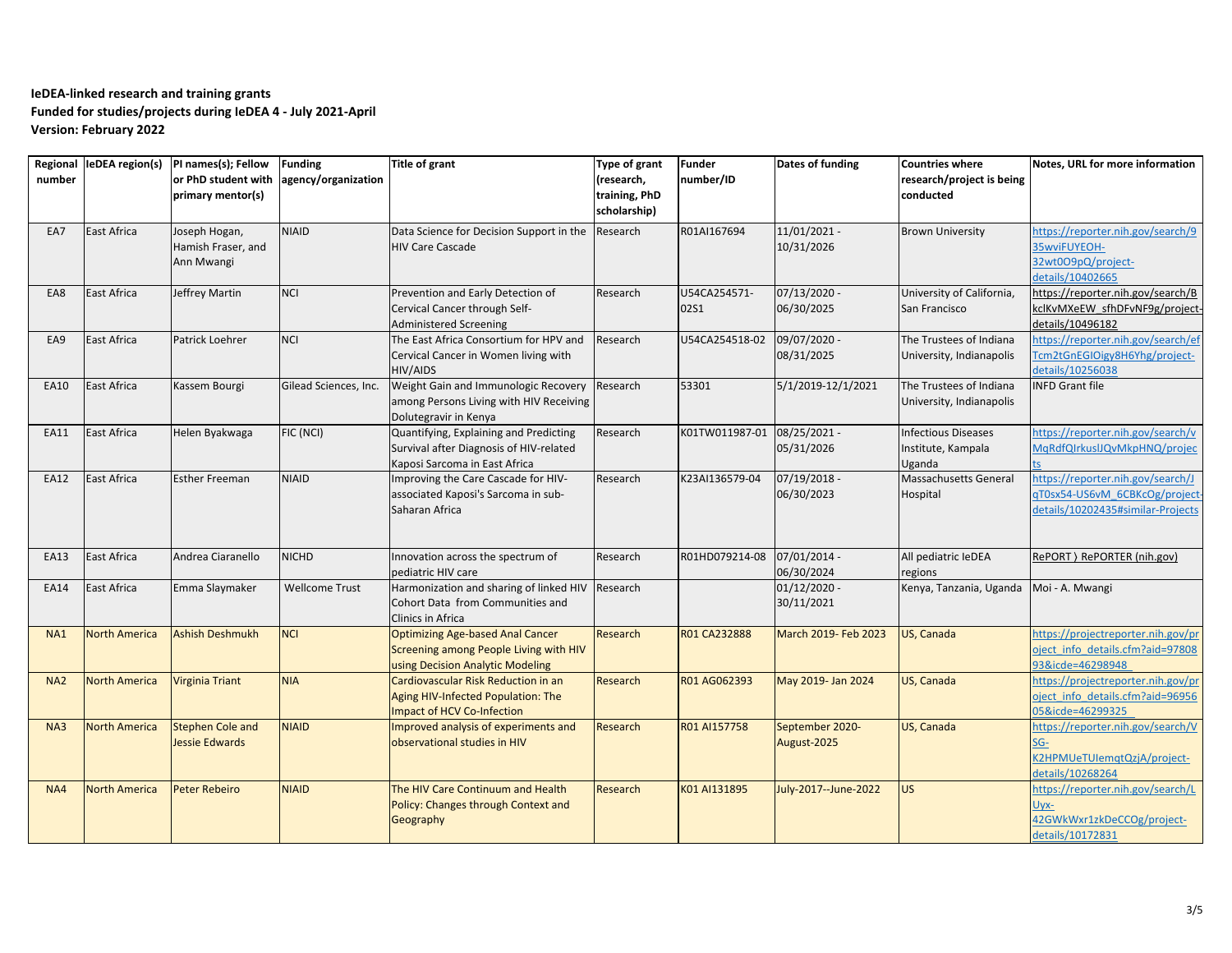**IeDEA-linked research and training grants**
**Funded for studies/projects during IeDEA 4 - July 2021-April**
**Version: February 2022**

| Regional number | IeDEA region(s) | PI names(s); Fellow or PhD student with primary mentor(s) | Funding agency/organization | Title of grant | Type of grant (research, training, PhD scholarship) | Funder number/ID | Dates of funding | Countries where research/project is being conducted | Notes, URL for more information |
|---|---|---|---|---|---|---|---|---|---|
| EA7 | East Africa | Joseph Hogan, Hamish Fraser, and Ann Mwangi | NIAID | Data Science for Decision Support in the HIV Care Cascade | Research | R01AI167694 | 11/01/2021 - 10/31/2026 | Brown University | https://reporter.nih.gov/search/935wviFUYEOH-32wt0O9pQ/project-details/10402665 |
| EA8 | East Africa | Jeffrey Martin | NCI | Prevention and Early Detection of Cervical Cancer through Self-Administered Screening | Research | U54CA254571-02S1 | 07/13/2020 - 06/30/2025 | University of California, San Francisco | https://reporter.nih.gov/search/BkclKvMXeEW_sfhDFvNF9g/project-details/10496182 |
| EA9 | East Africa | Patrick Loehrer | NCI | The East Africa Consortium for HPV and Cervical Cancer in Women living with HIV/AIDS | Research | U54CA254518-02 | 09/07/2020 - 08/31/2025 | The Trustees of Indiana University, Indianapolis | https://reporter.nih.gov/search/efTcm2tGnEGIOigy8H6Yhg/project-details/10256038 |
| EA10 | East Africa | Kassem Bourgi | Gilead Sciences, Inc. | Weight Gain and Immunologic Recovery among Persons Living with HIV Receiving Dolutegravir in Kenya | Research | 53301 | 5/1/2019-12/1/2021 | The Trustees of Indiana University, Indianapolis | INFD Grant file |
| EA11 | East Africa | Helen Byakwaga | FIC (NCI) | Quantifying, Explaining and Predicting Survival after Diagnosis of HIV-related Kaposi Sarcoma in East Africa | Research | K01TW011987-01 | 08/25/2021 - 05/31/2026 | Infectious Diseases Institute, Kampala Uganda | https://reporter.nih.gov/search/vMqRdfQIrkusIJQvMkpHNQ/projects |
| EA12 | East Africa | Esther Freeman | NIAID | Improving the Care Cascade for HIV-associated Kaposi's Sarcoma in sub-Saharan Africa | Research | K23AI136579-04 | 07/19/2018 - 06/30/2023 | Massachusetts General Hospital | https://reporter.nih.gov/search/JqT0sx54-US6vM_6CBKcOg/project-details/10202435#similar-Projects |
| EA13 | East Africa | Andrea Ciaranello | NICHD | Innovation across the spectrum of pediatric HIV care | Research | R01HD079214-08 | 07/01/2014 - 06/30/2024 | All pediatric IeDEA regions | RePORT ⟩ RePORTER (nih.gov) |
| EA14 | East Africa | Emma Slaymaker | Wellcome Trust | Harmonization and sharing of linked HIV Cohort Data from Communities and Clinics in Africa | Research | | 01/12/2020 - 30/11/2021 | Kenya, Tanzania, Uganda | Moi - A. Mwangi |
| NA1 | North America | Ashish Deshmukh | NCI | Optimizing Age-based Anal Cancer Screening among People Living with HIV using Decision Analytic Modeling | Research | R01 CA232888 | March 2019- Feb 2023 | US, Canada | https://projectreporter.nih.gov/project_info_details.cfm?aid=9780893&icde=46298948 |
| NA2 | North America | Virginia Triant | NIA | Cardiovascular Risk Reduction in an Aging HIV-Infected Population: The Impact of HCV Co-Infection | Research | R01 AG062393 | May 2019- Jan 2024 | US, Canada | https://projectreporter.nih.gov/project_info_details.cfm?aid=9695605&icde=46299325 |
| NA3 | North America | Stephen Cole and Jessie Edwards | NIAID | Improved analysis of experiments and observational studies in HIV | Research | R01 AI157758 | September 2020- August-2025 | US, Canada | https://reporter.nih.gov/search/VSG-K2HPMUeTUIemqtQzjA/project-details/10268264 |
| NA4 | North America | Peter Rebeiro | NIAID | The HIV Care Continuum and Health Policy: Changes through Context and Geography | Research | K01 AI131895 | July-2017--June-2022 | US | https://reporter.nih.gov/search/LUyx-42GWkWxr1zkDeCCOg/project-details/10172831 |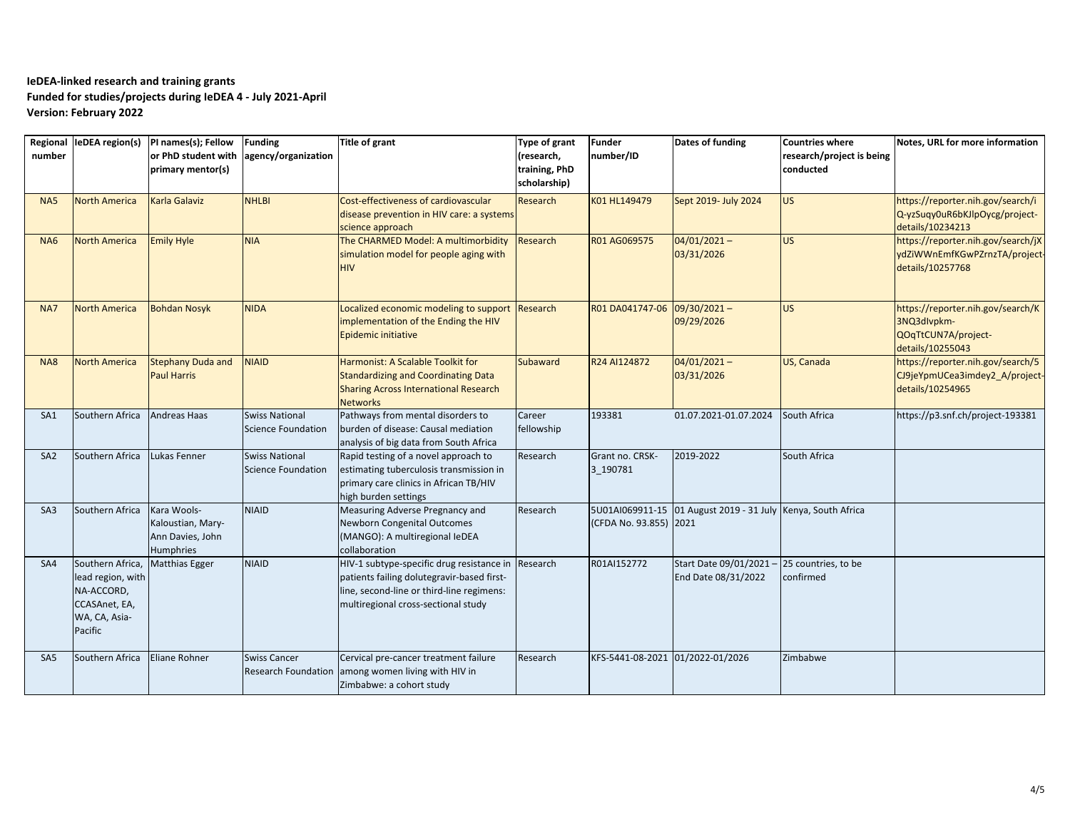**IeDEA-linked research and training grants**
**Funded for studies/projects during IeDEA 4 - July 2021-April**
**Version: February 2022**

| Regional number | IeDEA region(s) | PI names(s); Fellow or PhD student with primary mentor(s) | Funding agency/organization | Title of grant | Type of grant (research, training, PhD scholarship) | Funder number/ID | Dates of funding | Countries where research/project is being conducted | Notes, URL for more information |
|---|---|---|---|---|---|---|---|---|---|
| NA5 | North America | Karla Galaviz | NHLBI | Cost-effectiveness of cardiovascular disease prevention in HIV care: a systems science approach | Research | K01 HL149479 | Sept 2019- July 2024 | US | https://reporter.nih.gov/search/iQ-yzSuqy0uR6bKJlpOycg/project-details/10234213 |
| NA6 | North America | Emily Hyle | NIA | The CHARMED Model: A multimorbidity simulation model for people aging with HIV | Research | R01 AG069575 | 04/01/2021 – 03/31/2026 | US | https://reporter.nih.gov/search/jXydZiWWnEmfKGwPZrnzTA/project-details/10257768 |
| NA7 | North America | Bohdan Nosyk | NIDA | Localized economic modeling to support implementation of the Ending the HIV Epidemic initiative | Research | R01 DA041747-06 | 09/30/2021 – 09/29/2026 | US | https://reporter.nih.gov/search/K3NQ3dIvpkm-QOqTtCUN7A/project-details/10255043 |
| NA8 | North America | Stephany Duda and Paul Harris | NIAID | Harmonist: A Scalable Toolkit for Standardizing and Coordinating Data Sharing Across International Research Networks | Subaward | R24 AI124872 | 04/01/2021 – 03/31/2026 | US, Canada | https://reporter.nih.gov/search/5CJ9jeYpmUCea3imdey2_A/project-details/10254965 |
| SA1 | Southern Africa | Andreas Haas | Swiss National Science Foundation | Pathways from mental disorders to burden of disease: Causal mediation analysis of big data from South Africa | Career fellowship | 193381 | 01.07.2021-01.07.2024 | South Africa | https://p3.snf.ch/project-193381 |
| SA2 | Southern Africa | Lukas Fenner | Swiss National Science Foundation | Rapid testing of a novel approach to estimating tuberculosis transmission in primary care clinics in African TB/HIV high burden settings | Research | Grant no. CRSK-3_190781 | 2019-2022 | South Africa | |
| SA3 | Southern Africa | Kara Wools-Kaloustian, Mary-Ann Davies, John Humphries | NIAID | Measuring Adverse Pregnancy and Newborn Congenital Outcomes (MANGO): A multiregional IeDEA collaboration | Research | 5U01AI069911-15 (CFDA No. 93.855) | 01 August 2019 - 31 July 2021 | Kenya, South Africa | |
| SA4 | Southern Africa, lead region, with NA-ACCORD, CCASAnet, EA, WA, CA, Asia-Pacific | Matthias Egger | NIAID | HIV-1 subtype-specific drug resistance in patients failing dolutegravir-based first-line, second-line or third-line regimens: multiregional cross-sectional study | Research | R01AI152772 | Start Date 09/01/2021 – End Date 08/31/2022 | 25 countries, to be confirmed | |
| SA5 | Southern Africa | Eliane Rohner | Swiss Cancer Research Foundation | Cervical pre-cancer treatment failure among women living with HIV in Zimbabwe: a cohort study | Research | KFS-5441-08-2021 | 01/2022-01/2026 | Zimbabwe | |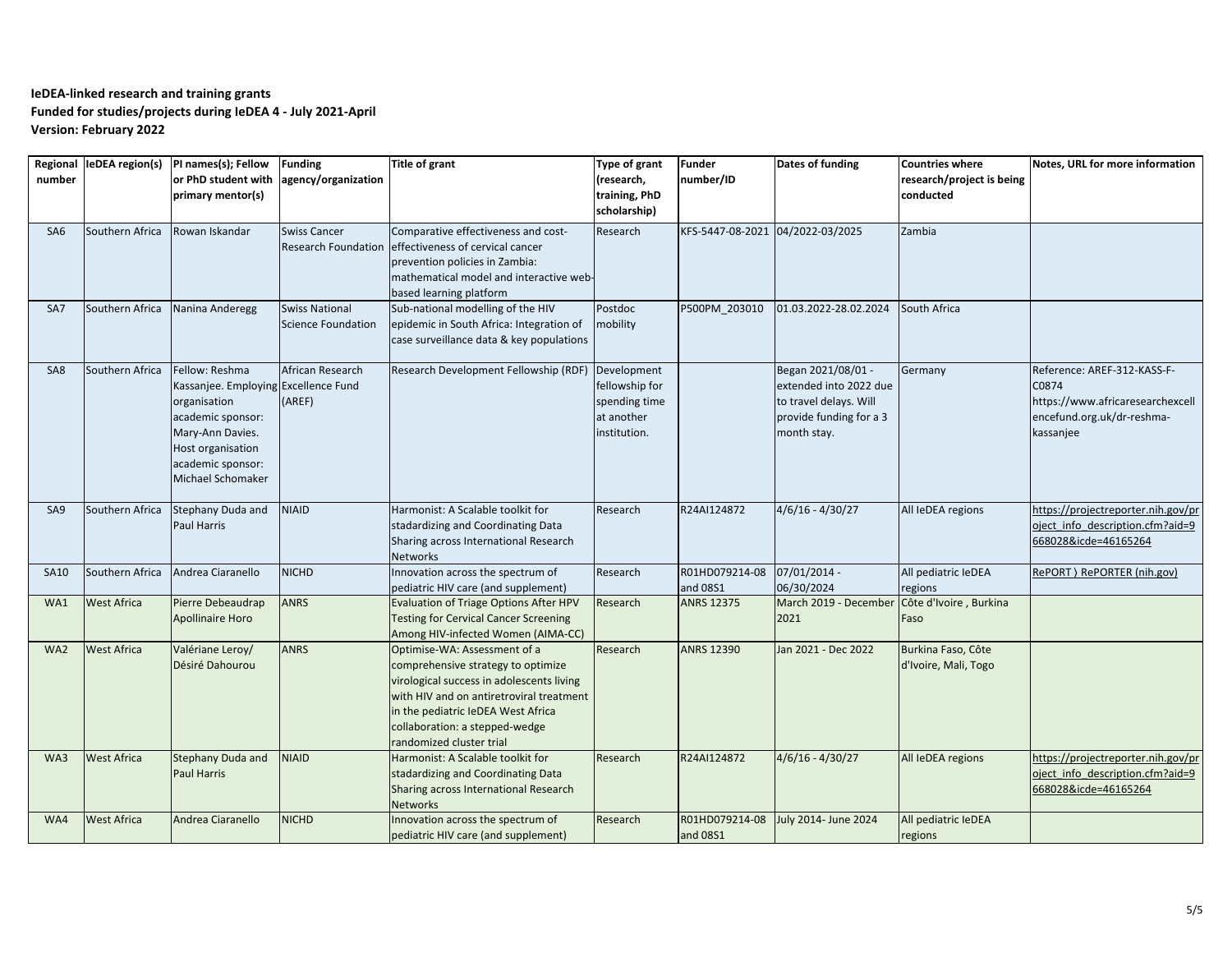**IeDEA-linked research and training grants**
**Funded for studies/projects during IeDEA 4 - July 2021-April**
**Version: February 2022**

| Regional number | IeDEA region(s) | PI names(s); Fellow or PhD student with primary mentor(s) | Funding agency/organization | Title of grant | Type of grant (research, training, PhD scholarship) | Funder number/ID | Dates of funding | Countries where research/project is being conducted | Notes, URL for more information |
|---|---|---|---|---|---|---|---|---|---|
| SA6 | Southern Africa | Rowan Iskandar | Swiss Cancer Research Foundation | Comparative effectiveness and cost-effectiveness of cervical cancer prevention policies in Zambia: mathematical model and interactive web-based learning platform | Research | KFS-5447-08-2021 | 04/2022-03/2025 | Zambia | |
| SA7 | Southern Africa | Nanina Anderegg | Swiss National Science Foundation | Sub-national modelling of the HIV epidemic in South Africa: Integration of case surveillance data & key populations | Postdoc mobility | P500PM_203010 | 01.03.2022-28.02.2024 | South Africa | |
| SA8 | Southern Africa | Fellow: Reshma Kassanjee. Employing organisation academic sponsor: Mary-Ann Davies. Host organisation academic sponsor: Michael Schomaker | African Research Excellence Fund (AREF) | Research Development Fellowship (RDF) | Development fellowship for spending time at another institution. | | Began 2021/08/01 - extended into 2022 due to travel delays. Will provide funding for a 3 month stay. | Germany | Reference: AREF-312-KASS-F-C0874 https://www.africaresearchexcellencefund.org.uk/dr-reshma-kassanjee |
| SA9 | Southern Africa | Stephany Duda and Paul Harris | NIAID | Harmonist: A Scalable toolkit for stadardizing and Coordinating Data Sharing across International Research Networks | Research | R24AI124872 | 4/6/16 - 4/30/27 | All IeDEA regions | https://projectreporter.nih.gov/project_info_description.cfm?aid=9668028&icde=46165264 |
| SA10 | Southern Africa | Andrea Ciaranello | NICHD | Innovation across the spectrum of pediatric HIV care (and supplement) | Research | R01HD079214-08 and 08S1 | 07/01/2014 - 06/30/2024 | All pediatric IeDEA regions | RePORT ⟩ RePORTER (nih.gov) |
| WA1 | West Africa | Pierre Debeaudrap Apollinaire Horo | ANRS | Evaluation of Triage Options After HPV Testing for Cervical Cancer Screening Among HIV-infected Women (AIMA-CC) | Research | ANRS 12375 | March 2019 - December 2021 | Côte d'Ivoire , Burkina Faso | |
| WA2 | West Africa | Valériane Leroy/ Désiré Dahourou | ANRS | Optimise-WA: Assessment of a comprehensive strategy to optimize virological success in adolescents living with HIV and on antiretroviral treatment in the pediatric IeDEA West Africa collaboration: a stepped-wedge randomized cluster trial | Research | ANRS 12390 | Jan 2021 - Dec 2022 | Burkina Faso, Côte d'Ivoire, Mali, Togo | |
| WA3 | West Africa | Stephany Duda and Paul Harris | NIAID | Harmonist: A Scalable toolkit for stadardizing and Coordinating Data Sharing across International Research Networks | Research | R24AI124872 | 4/6/16 - 4/30/27 | All IeDEA regions | https://projectreporter.nih.gov/project_info_description.cfm?aid=9668028&icde=46165264 |
| WA4 | West Africa | Andrea Ciaranello | NICHD | Innovation across the spectrum of pediatric HIV care (and supplement) | Research | R01HD079214-08 and 08S1 | July 2014- June 2024 | All pediatric IeDEA regions | |